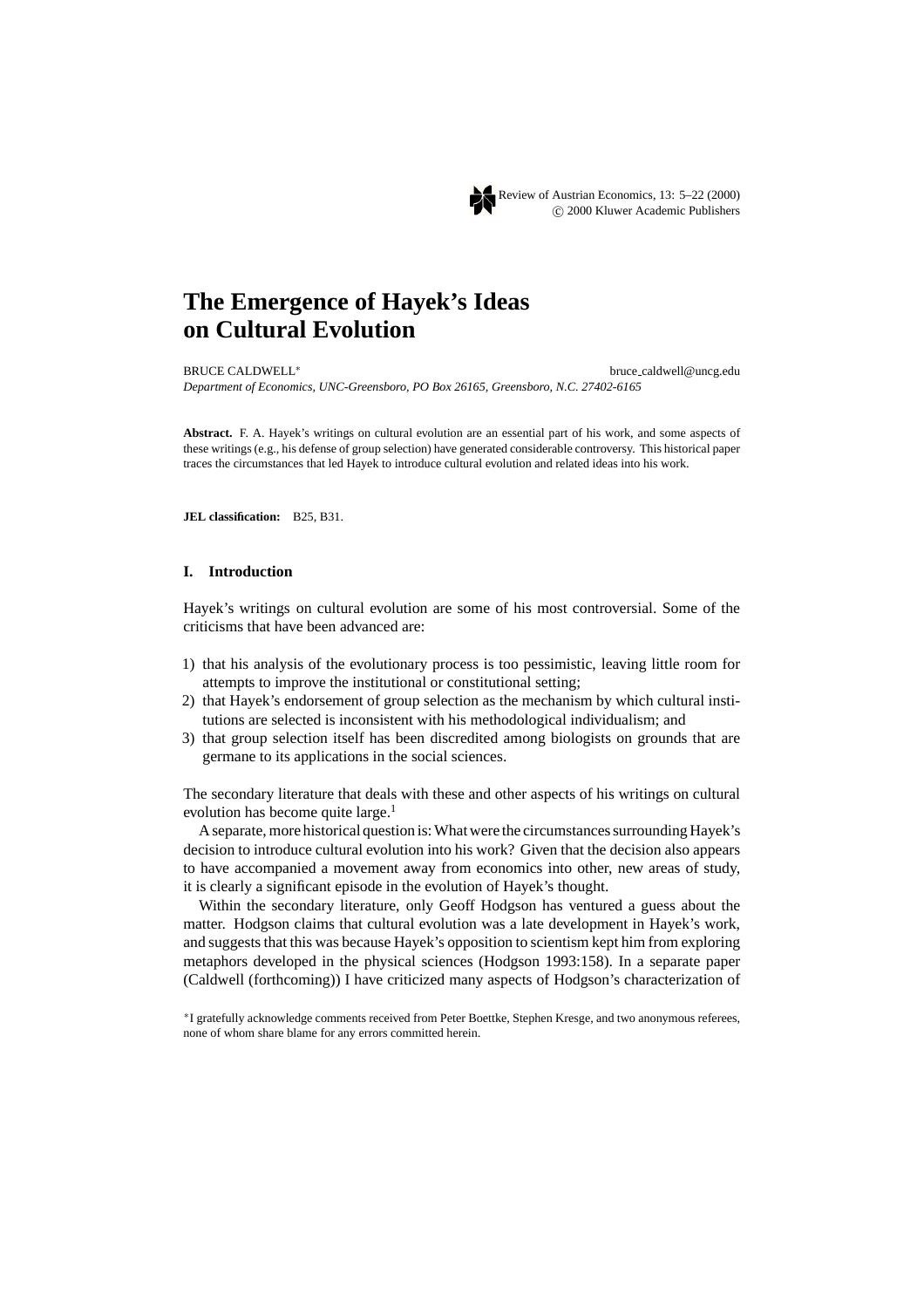# The Emergence of Hayek's Ideas on Cultural Evolution

BRUCE CALDWELL* bruce_caldwell@uncg.edu

*Department of Economics, UNC-Greensboro, PO Box 26165, Greensboro, N.C. 27402-6165*

**Abstract.** F. A. Hayek's writings on cultural evolution are an essential part of his work, and some aspects of these writings (e.g., his defense of group selection) have generated considerable controversy. This historical paper traces the circumstances that led Hayek to introduce cultural evolution and related ideas into his work.

**JEL classification:** B25, B31.

## I. Introduction

Hayek's writings on cultural evolution are some of his most controversial. Some of the criticisms that have been advanced are:

1) that his analysis of the evolutionary process is too pessimistic, leaving little room for attempts to improve the institutional or constitutional setting;
2) that Hayek's endorsement of group selection as the mechanism by which cultural institutions are selected is inconsistent with his methodological individualism; and
3) that group selection itself has been discredited among biologists on grounds that are germane to its applications in the social sciences.

The secondary literature that deals with these and other aspects of his writings on cultural evolution has become quite large.[1]

A separate, more historical question is: What were the circumstances surrounding Hayek's decision to introduce cultural evolution into his work? Given that the decision also appears to have accompanied a movement away from economics into other, new areas of study, it is clearly a significant episode in the evolution of Hayek's thought.

Within the secondary literature, only Geoff Hodgson has ventured a guess about the matter. Hodgson claims that cultural evolution was a late development in Hayek's work, and suggests that this was because Hayek's opposition to scientism kept him from exploring metaphors developed in the physical sciences (Hodgson 1993:158). In a separate paper (Caldwell (forthcoming)) I have criticized many aspects of Hodgson's characterization of

*I gratefully acknowledge comments received from Peter Boettke, Stephen Kresge, and two anonymous referees, none of whom share blame for any errors committed herein.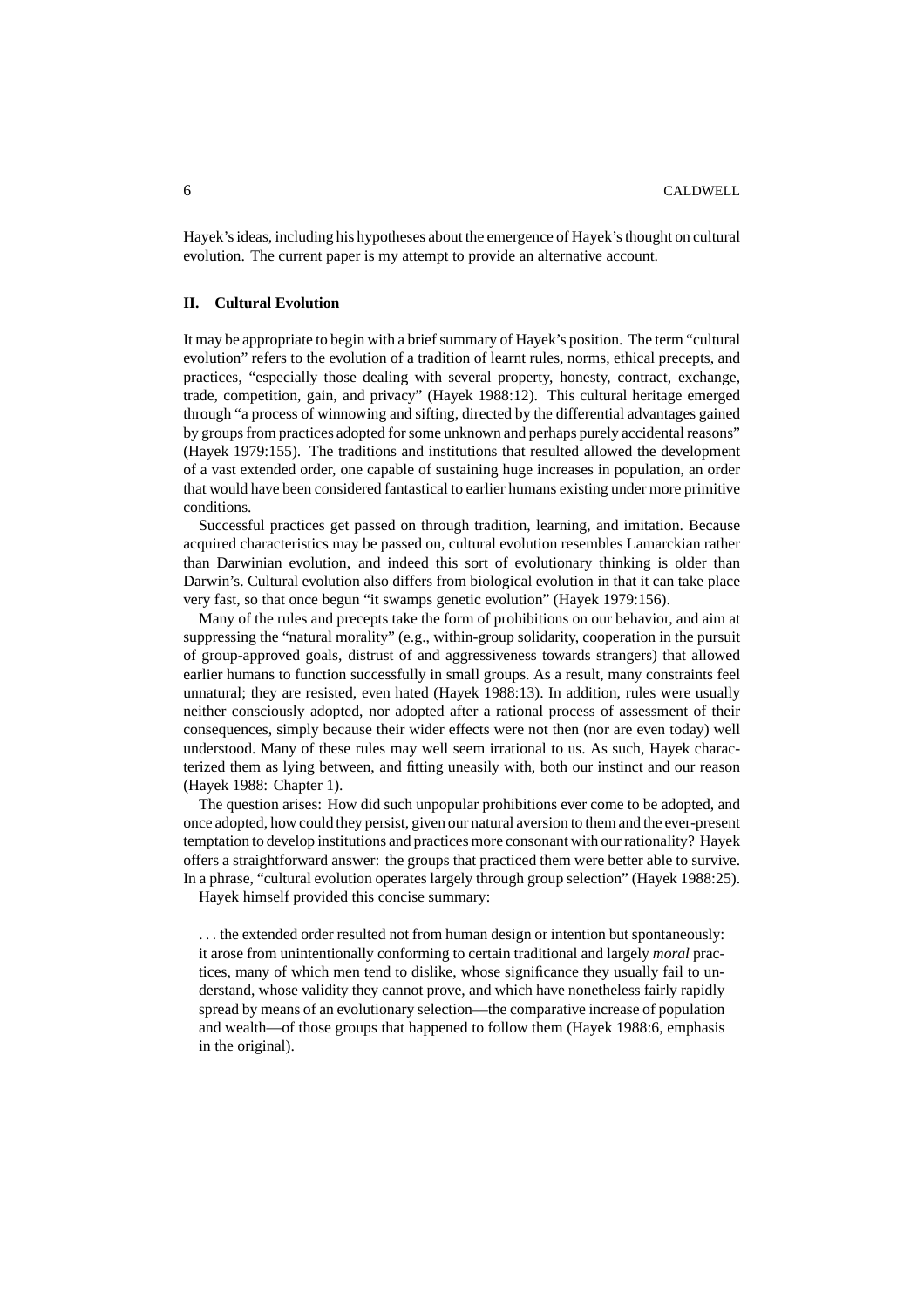Hayek's ideas, including his hypotheses about the emergence of Hayek's thought on cultural evolution. The current paper is my attempt to provide an alternative account.

## II. Cultural Evolution

It may be appropriate to begin with a brief summary of Hayek's position. The term "cultural evolution" refers to the evolution of a tradition of learnt rules, norms, ethical precepts, and practices, "especially those dealing with several property, honesty, contract, exchange, trade, competition, gain, and privacy" (Hayek 1988:12). This cultural heritage emerged through "a process of winnowing and sifting, directed by the differential advantages gained by groups from practices adopted for some unknown and perhaps purely accidental reasons" (Hayek 1979:155). The traditions and institutions that resulted allowed the development of a vast extended order, one capable of sustaining huge increases in population, an order that would have been considered fantastical to earlier humans existing under more primitive conditions.

Successful practices get passed on through tradition, learning, and imitation. Because acquired characteristics may be passed on, cultural evolution resembles Lamarckian rather than Darwinian evolution, and indeed this sort of evolutionary thinking is older than Darwin's. Cultural evolution also differs from biological evolution in that it can take place very fast, so that once begun "it swamps genetic evolution" (Hayek 1979:156).

Many of the rules and precepts take the form of prohibitions on our behavior, and aim at suppressing the "natural morality" (e.g., within-group solidarity, cooperation in the pursuit of group-approved goals, distrust of and aggressiveness towards strangers) that allowed earlier humans to function successfully in small groups. As a result, many constraints feel unnatural; they are resisted, even hated (Hayek 1988:13). In addition, rules were usually neither consciously adopted, nor adopted after a rational process of assessment of their consequences, simply because their wider effects were not then (nor are even today) well understood. Many of these rules may well seem irrational to us. As such, Hayek characterized them as lying between, and fitting uneasily with, both our instinct and our reason (Hayek 1988: Chapter 1).

The question arises: How did such unpopular prohibitions ever come to be adopted, and once adopted, how could they persist, given our natural aversion to them and the ever-present temptation to develop institutions and practices more consonant with our rationality? Hayek offers a straightforward answer: the groups that practiced them were better able to survive. In a phrase, "cultural evolution operates largely through group selection" (Hayek 1988:25).

Hayek himself provided this concise summary:

> . . . the extended order resulted not from human design or intention but spontaneously: it arose from unintentionally conforming to certain traditional and largely *moral* practices, many of which men tend to dislike, whose significance they usually fail to understand, whose validity they cannot prove, and which have nonetheless fairly rapidly spread by means of an evolutionary selection—the comparative increase of population and wealth—of those groups that happened to follow them (Hayek 1988:6, emphasis in the original).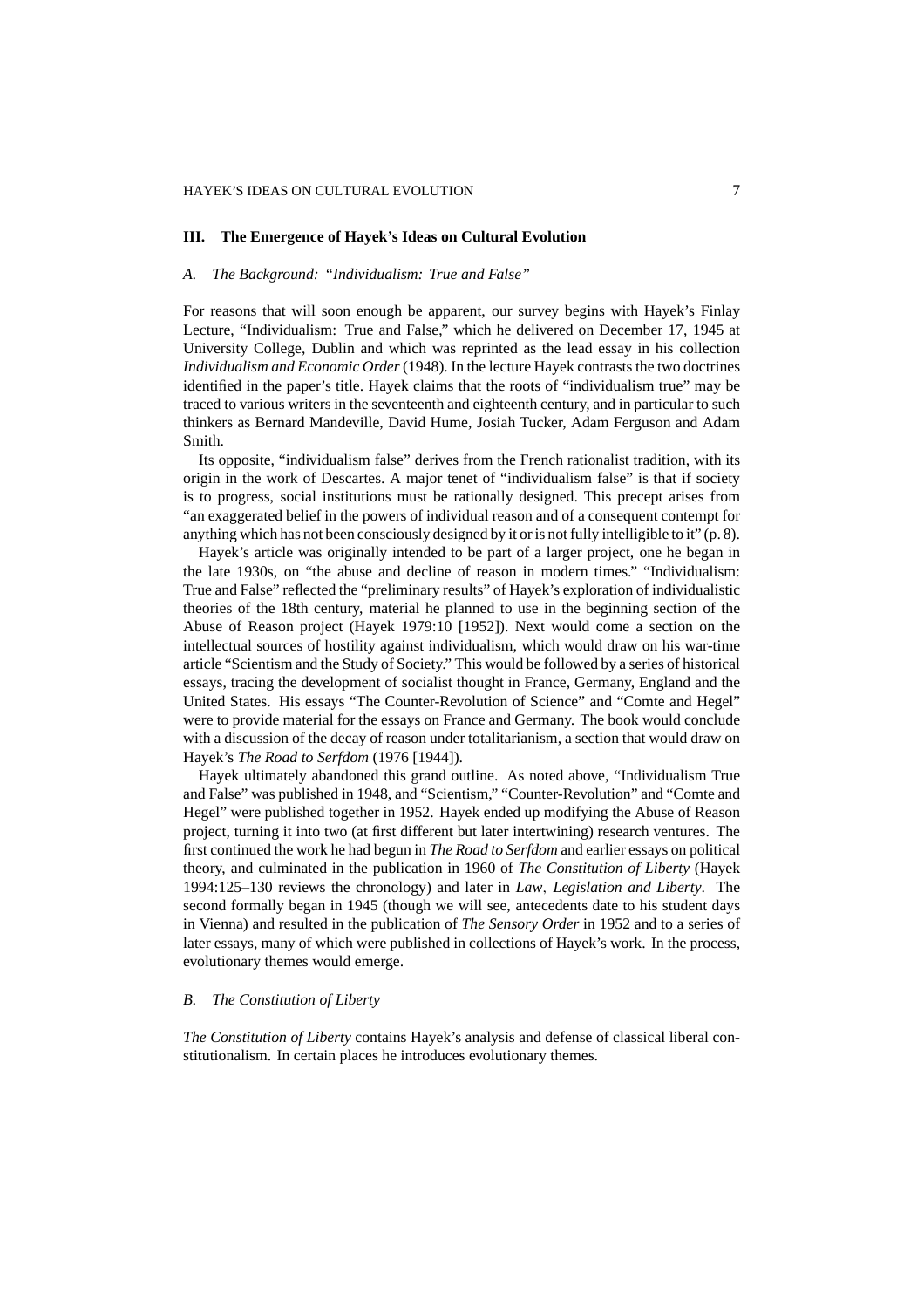## III. The Emergence of Hayek's Ideas on Cultural Evolution

### *A. The Background: "Individualism: True and False"*

For reasons that will soon enough be apparent, our survey begins with Hayek's Finlay Lecture, "Individualism: True and False," which he delivered on December 17, 1945 at University College, Dublin and which was reprinted as the lead essay in his collection *Individualism and Economic Order* (1948). In the lecture Hayek contrasts the two doctrines identified in the paper's title. Hayek claims that the roots of "individualism true" may be traced to various writers in the seventeenth and eighteenth century, and in particular to such thinkers as Bernard Mandeville, David Hume, Josiah Tucker, Adam Ferguson and Adam Smith.

Its opposite, "individualism false" derives from the French rationalist tradition, with its origin in the work of Descartes. A major tenet of "individualism false" is that if society is to progress, social institutions must be rationally designed. This precept arises from "an exaggerated belief in the powers of individual reason and of a consequent contempt for anything which has not been consciously designed by it or is not fully intelligible to it" (p. 8).

Hayek's article was originally intended to be part of a larger project, one he began in the late 1930s, on "the abuse and decline of reason in modern times." "Individualism: True and False" reflected the "preliminary results" of Hayek's exploration of individualistic theories of the 18th century, material he planned to use in the beginning section of the Abuse of Reason project (Hayek 1979:10 [1952]). Next would come a section on the intellectual sources of hostility against individualism, which would draw on his war-time article "Scientism and the Study of Society." This would be followed by a series of historical essays, tracing the development of socialist thought in France, Germany, England and the United States. His essays "The Counter-Revolution of Science" and "Comte and Hegel" were to provide material for the essays on France and Germany. The book would conclude with a discussion of the decay of reason under totalitarianism, a section that would draw on Hayek's *The Road to Serfdom* (1976 [1944]).

Hayek ultimately abandoned this grand outline. As noted above, "Individualism True and False" was published in 1948, and "Scientism," "Counter-Revolution" and "Comte and Hegel" were published together in 1952. Hayek ended up modifying the Abuse of Reason project, turning it into two (at first different but later intertwining) research ventures. The first continued the work he had begun in *The Road to Serfdom* and earlier essays on political theory, and culminated in the publication in 1960 of *The Constitution of Liberty* (Hayek 1994:125–130 reviews the chronology) and later in *Law, Legislation and Liberty*. The second formally began in 1945 (though we will see, antecedents date to his student days in Vienna) and resulted in the publication of *The Sensory Order* in 1952 and to a series of later essays, many of which were published in collections of Hayek's work. In the process, evolutionary themes would emerge.

### *B. The Constitution of Liberty*

*The Constitution of Liberty* contains Hayek's analysis and defense of classical liberal constitutionalism. In certain places he introduces evolutionary themes.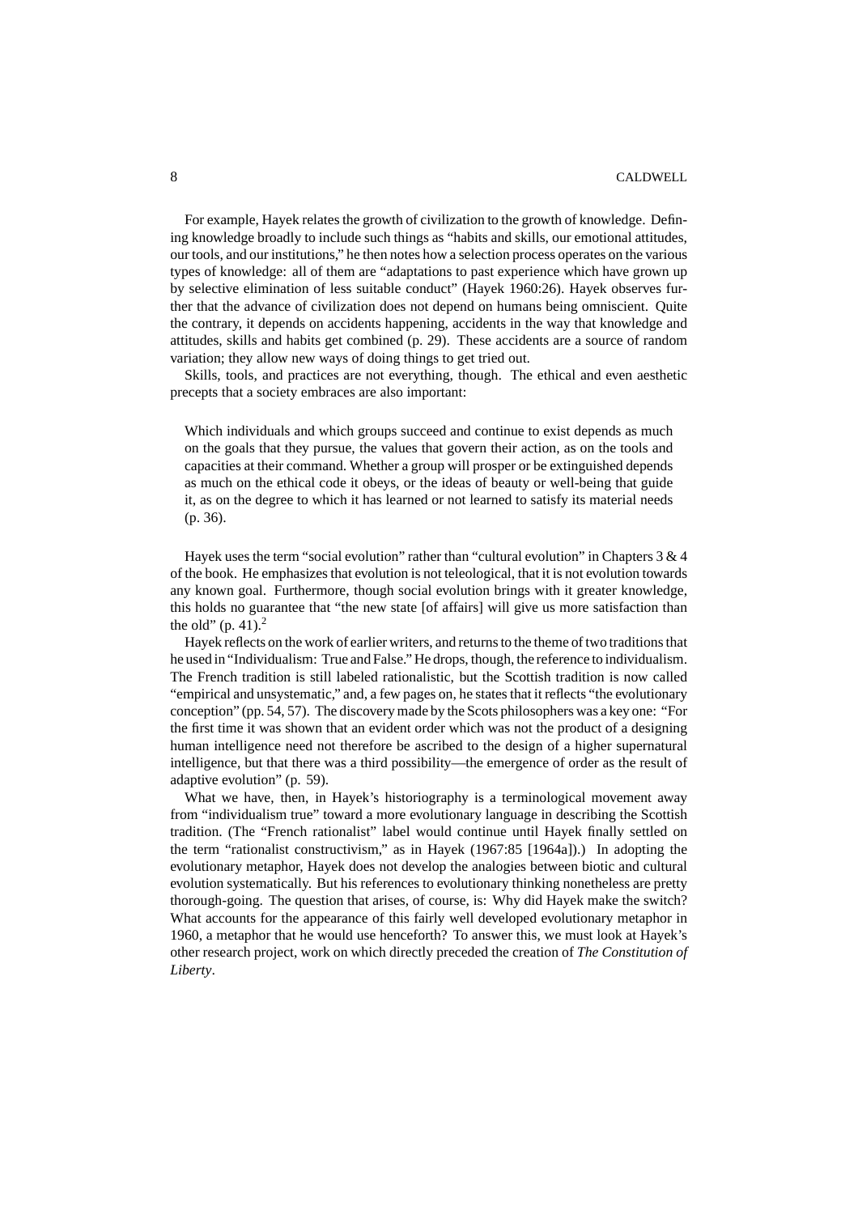For example, Hayek relates the growth of civilization to the growth of knowledge. Defining knowledge broadly to include such things as "habits and skills, our emotional attitudes, our tools, and our institutions," he then notes how a selection process operates on the various types of knowledge: all of them are "adaptations to past experience which have grown up by selective elimination of less suitable conduct" (Hayek 1960:26). Hayek observes further that the advance of civilization does not depend on humans being omniscient. Quite the contrary, it depends on accidents happening, accidents in the way that knowledge and attitudes, skills and habits get combined (p. 29). These accidents are a source of random variation; they allow new ways of doing things to get tried out.

Skills, tools, and practices are not everything, though. The ethical and even aesthetic precepts that a society embraces are also important:

> Which individuals and which groups succeed and continue to exist depends as much on the goals that they pursue, the values that govern their action, as on the tools and capacities at their command. Whether a group will prosper or be extinguished depends as much on the ethical code it obeys, or the ideas of beauty or well-being that guide it, as on the degree to which it has learned or not learned to satisfy its material needs (p. 36).

Hayek uses the term "social evolution" rather than "cultural evolution" in Chapters 3 & 4 of the book. He emphasizes that evolution is not teleological, that it is not evolution towards any known goal. Furthermore, though social evolution brings with it greater knowledge, this holds no guarantee that "the new state [of affairs] will give us more satisfaction than the old" (p. 41).[2]

Hayek reflects on the work of earlier writers, and returns to the theme of two traditions that he used in "Individualism: True and False." He drops, though, the reference to individualism. The French tradition is still labeled rationalistic, but the Scottish tradition is now called "empirical and unsystematic," and, a few pages on, he states that it reflects "the evolutionary conception" (pp. 54, 57). The discovery made by the Scots philosophers was a key one: "For the first time it was shown that an evident order which was not the product of a designing human intelligence need not therefore be ascribed to the design of a higher supernatural intelligence, but that there was a third possibility—the emergence of order as the result of adaptive evolution" (p. 59).

What we have, then, in Hayek's historiography is a terminological movement away from "individualism true" toward a more evolutionary language in describing the Scottish tradition. (The "French rationalist" label would continue until Hayek finally settled on the term "rationalist constructivism," as in Hayek (1967:85 [1964a]).) In adopting the evolutionary metaphor, Hayek does not develop the analogies between biotic and cultural evolution systematically. But his references to evolutionary thinking nonetheless are pretty thorough-going. The question that arises, of course, is: Why did Hayek make the switch? What accounts for the appearance of this fairly well developed evolutionary metaphor in 1960, a metaphor that he would use henceforth? To answer this, we must look at Hayek's other research project, work on which directly preceded the creation of *The Constitution of Liberty*.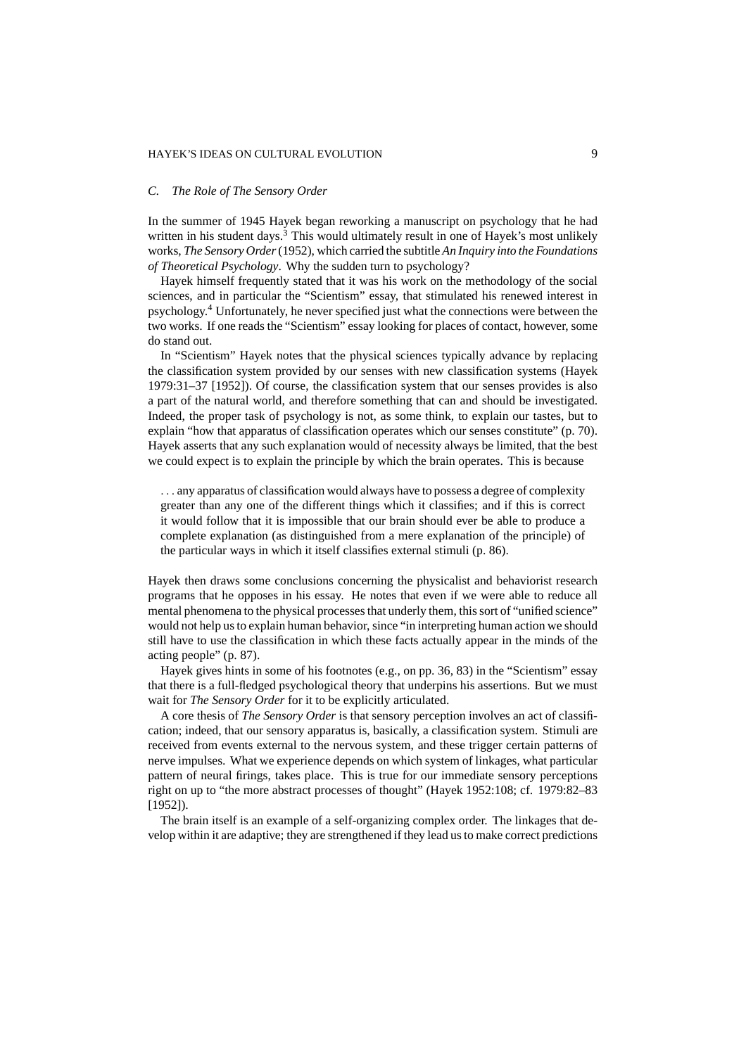### C. *The Role of The Sensory Order*

In the summer of 1945 Hayek began reworking a manuscript on psychology that he had written in his student days.[3] This would ultimately result in one of Hayek's most unlikely works, *The Sensory Order* (1952), which carried the subtitle *An Inquiry into the Foundations of Theoretical Psychology*. Why the sudden turn to psychology?

Hayek himself frequently stated that it was his work on the methodology of the social sciences, and in particular the "Scientism" essay, that stimulated his renewed interest in psychology.[4] Unfortunately, he never specified just what the connections were between the two works. If one reads the "Scientism" essay looking for places of contact, however, some do stand out.

In "Scientism" Hayek notes that the physical sciences typically advance by replacing the classification system provided by our senses with new classification systems (Hayek 1979:31–37 [1952]). Of course, the classification system that our senses provides is also a part of the natural world, and therefore something that can and should be investigated. Indeed, the proper task of psychology is not, as some think, to explain our tastes, but to explain "how that apparatus of classification operates which our senses constitute" (p. 70). Hayek asserts that any such explanation would of necessity always be limited, that the best we could expect is to explain the principle by which the brain operates. This is because

> . . . any apparatus of classification would always have to possess a degree of complexity greater than any one of the different things which it classifies; and if this is correct it would follow that it is impossible that our brain should ever be able to produce a complete explanation (as distinguished from a mere explanation of the principle) of the particular ways in which it itself classifies external stimuli (p. 86).

Hayek then draws some conclusions concerning the physicalist and behaviorist research programs that he opposes in his essay. He notes that even if we were able to reduce all mental phenomena to the physical processes that underly them, this sort of "unified science" would not help us to explain human behavior, since "in interpreting human action we should still have to use the classification in which these facts actually appear in the minds of the acting people" (p. 87).

Hayek gives hints in some of his footnotes (e.g., on pp. 36, 83) in the "Scientism" essay that there is a full-fledged psychological theory that underpins his assertions. But we must wait for *The Sensory Order* for it to be explicitly articulated.

A core thesis of *The Sensory Order* is that sensory perception involves an act of classification; indeed, that our sensory apparatus is, basically, a classification system. Stimuli are received from events external to the nervous system, and these trigger certain patterns of nerve impulses. What we experience depends on which system of linkages, what particular pattern of neural firings, takes place. This is true for our immediate sensory perceptions right on up to "the more abstract processes of thought" (Hayek 1952:108; cf. 1979:82–83 [1952]).

The brain itself is an example of a self-organizing complex order. The linkages that develop within it are adaptive; they are strengthened if they lead us to make correct predictions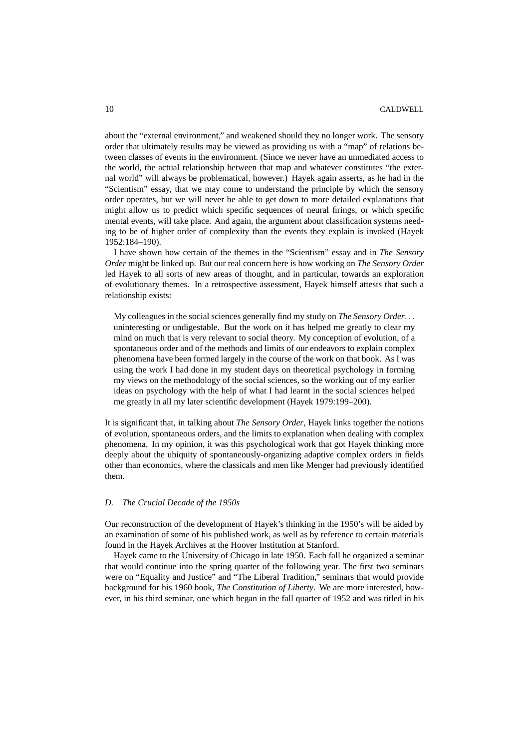about the "external environment," and weakened should they no longer work. The sensory order that ultimately results may be viewed as providing us with a "map" of relations between classes of events in the environment. (Since we never have an unmediated access to the world, the actual relationship between that map and whatever constitutes "the external world" will always be problematical, however.) Hayek again asserts, as he had in the "Scientism" essay, that we may come to understand the principle by which the sensory order operates, but we will never be able to get down to more detailed explanations that might allow us to predict which specific sequences of neural firings, or which specific mental events, will take place. And again, the argument about classification systems needing to be of higher order of complexity than the events they explain is invoked (Hayek 1952:184–190).

I have shown how certain of the themes in the "Scientism" essay and in *The Sensory Order* might be linked up. But our real concern here is how working on *The Sensory Order* led Hayek to all sorts of new areas of thought, and in particular, towards an exploration of evolutionary themes. In a retrospective assessment, Hayek himself attests that such a relationship exists:

> My colleagues in the social sciences generally find my study on *The Sensory Order*. . . uninteresting or undigestable. But the work on it has helped me greatly to clear my mind on much that is very relevant to social theory. My conception of evolution, of a spontaneous order and of the methods and limits of our endeavors to explain complex phenomena have been formed largely in the course of the work on that book. As I was using the work I had done in my student days on theoretical psychology in forming my views on the methodology of the social sciences, so the working out of my earlier ideas on psychology with the help of what I had learnt in the social sciences helped me greatly in all my later scientific development (Hayek 1979:199–200).

It is significant that, in talking about *The Sensory Order*, Hayek links together the notions of evolution, spontaneous orders, and the limits to explanation when dealing with complex phenomena. In my opinion, it was this psychological work that got Hayek thinking more deeply about the ubiquity of spontaneously-organizing adaptive complex orders in fields other than economics, where the classicals and men like Menger had previously identified them.

### *D. The Crucial Decade of the 1950s*

Our reconstruction of the development of Hayek's thinking in the 1950's will be aided by an examination of some of his published work, as well as by reference to certain materials found in the Hayek Archives at the Hoover Institution at Stanford.

Hayek came to the University of Chicago in late 1950. Each fall he organized a seminar that would continue into the spring quarter of the following year. The first two seminars were on "Equality and Justice" and "The Liberal Tradition," seminars that would provide background for his 1960 book, *The Constitution of Liberty*. We are more interested, however, in his third seminar, one which began in the fall quarter of 1952 and was titled in his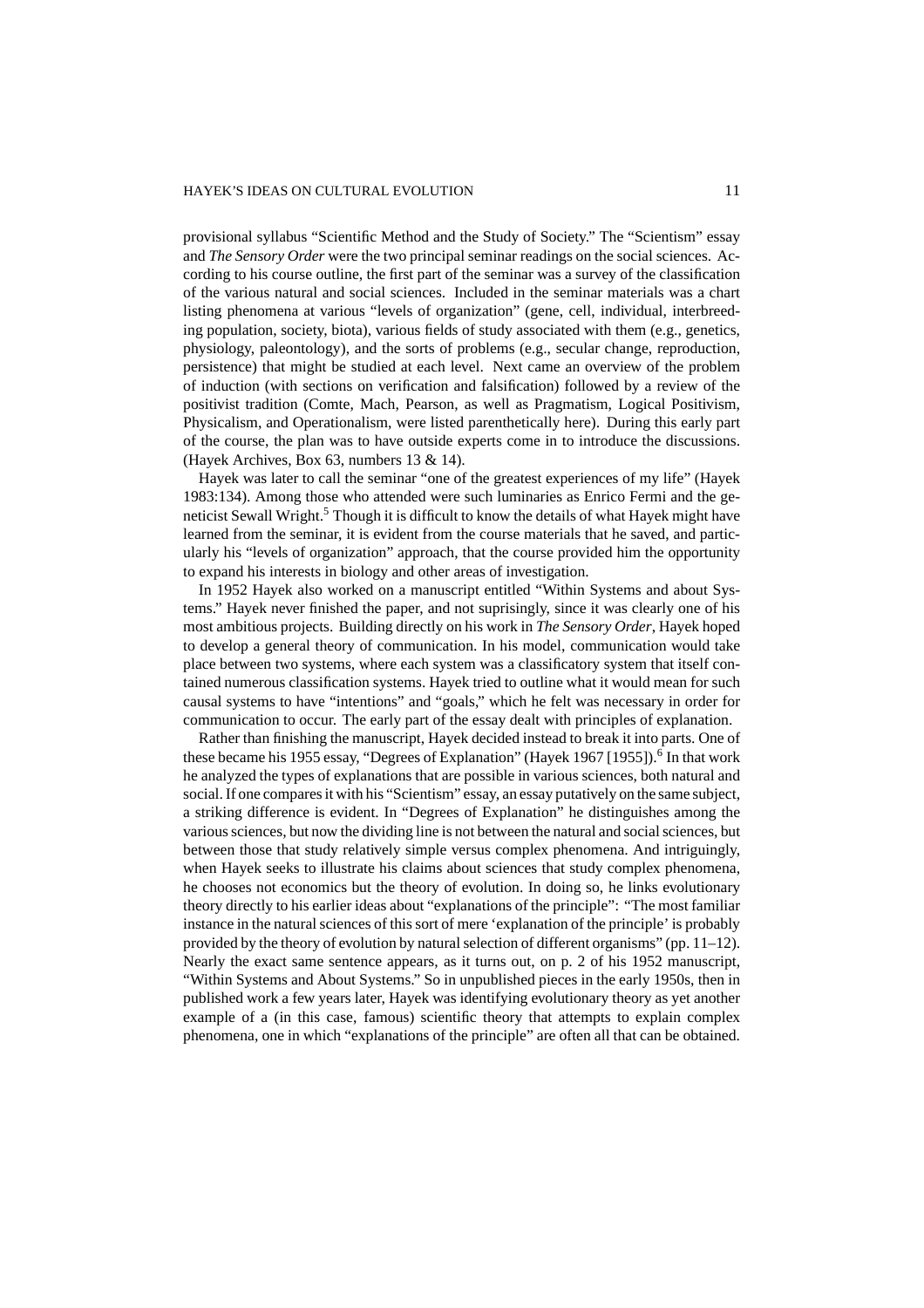provisional syllabus "Scientific Method and the Study of Society." The "Scientism" essay and *The Sensory Order* were the two principal seminar readings on the social sciences. According to his course outline, the first part of the seminar was a survey of the classification of the various natural and social sciences. Included in the seminar materials was a chart listing phenomena at various "levels of organization" (gene, cell, individual, interbreeding population, society, biota), various fields of study associated with them (e.g., genetics, physiology, paleontology), and the sorts of problems (e.g., secular change, reproduction, persistence) that might be studied at each level. Next came an overview of the problem of induction (with sections on verification and falsification) followed by a review of the positivist tradition (Comte, Mach, Pearson, as well as Pragmatism, Logical Positivism, Physicalism, and Operationalism, were listed parenthetically here). During this early part of the course, the plan was to have outside experts come in to introduce the discussions. (Hayek Archives, Box 63, numbers 13 & 14).

Hayek was later to call the seminar "one of the greatest experiences of my life" (Hayek 1983:134). Among those who attended were such luminaries as Enrico Fermi and the geneticist Sewall Wright.[5] Though it is difficult to know the details of what Hayek might have learned from the seminar, it is evident from the course materials that he saved, and particularly his "levels of organization" approach, that the course provided him the opportunity to expand his interests in biology and other areas of investigation.

In 1952 Hayek also worked on a manuscript entitled "Within Systems and about Systems." Hayek never finished the paper, and not suprisingly, since it was clearly one of his most ambitious projects. Building directly on his work in *The Sensory Order*, Hayek hoped to develop a general theory of communication. In his model, communication would take place between two systems, where each system was a classificatory system that itself contained numerous classification systems. Hayek tried to outline what it would mean for such causal systems to have "intentions" and "goals," which he felt was necessary in order for communication to occur. The early part of the essay dealt with principles of explanation.

Rather than finishing the manuscript, Hayek decided instead to break it into parts. One of these became his 1955 essay, "Degrees of Explanation" (Hayek 1967 [1955]).[6] In that work he analyzed the types of explanations that are possible in various sciences, both natural and social. If one compares it with his "Scientism" essay, an essay putatively on the same subject, a striking difference is evident. In "Degrees of Explanation" he distinguishes among the various sciences, but now the dividing line is not between the natural and social sciences, but between those that study relatively simple versus complex phenomena. And intriguingly, when Hayek seeks to illustrate his claims about sciences that study complex phenomena, he chooses not economics but the theory of evolution. In doing so, he links evolutionary theory directly to his earlier ideas about "explanations of the principle": "The most familiar instance in the natural sciences of this sort of mere 'explanation of the principle' is probably provided by the theory of evolution by natural selection of different organisms" (pp. 11–12). Nearly the exact same sentence appears, as it turns out, on p. 2 of his 1952 manuscript, "Within Systems and About Systems." So in unpublished pieces in the early 1950s, then in published work a few years later, Hayek was identifying evolutionary theory as yet another example of a (in this case, famous) scientific theory that attempts to explain complex phenomena, one in which "explanations of the principle" are often all that can be obtained.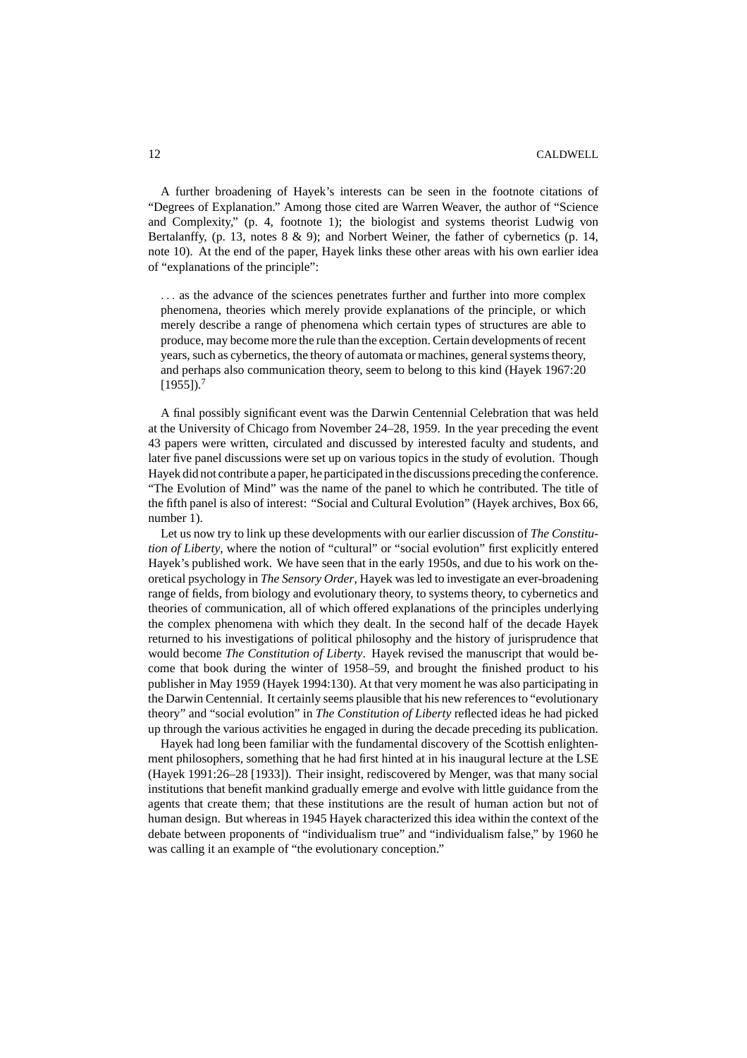A further broadening of Hayek's interests can be seen in the footnote citations of "Degrees of Explanation." Among those cited are Warren Weaver, the author of "Science and Complexity," (p. 4, footnote 1); the biologist and systems theorist Ludwig von Bertalanffy, (p. 13, notes 8 & 9); and Norbert Weiner, the father of cybernetics (p. 14, note 10). At the end of the paper, Hayek links these other areas with his own earlier idea of "explanations of the principle":

> . . . as the advance of the sciences penetrates further and further into more complex phenomena, theories which merely provide explanations of the principle, or which merely describe a range of phenomena which certain types of structures are able to produce, may become more the rule than the exception. Certain developments of recent years, such as cybernetics, the theory of automata or machines, general systems theory, and perhaps also communication theory, seem to belong to this kind (Hayek 1967:20 [1955]).[7]

A final possibly significant event was the Darwin Centennial Celebration that was held at the University of Chicago from November 24–28, 1959. In the year preceding the event 43 papers were written, circulated and discussed by interested faculty and students, and later five panel discussions were set up on various topics in the study of evolution. Though Hayek did not contribute a paper, he participated in the discussions preceding the conference. "The Evolution of Mind" was the name of the panel to which he contributed. The title of the fifth panel is also of interest: "Social and Cultural Evolution" (Hayek archives, Box 66, number 1).

Let us now try to link up these developments with our earlier discussion of *The Constitution of Liberty,* where the notion of "cultural" or "social evolution" first explicitly entered Hayek's published work. We have seen that in the early 1950s, and due to his work on theoretical psychology in *The Sensory Order,* Hayek was led to investigate an ever-broadening range of fields, from biology and evolutionary theory, to systems theory, to cybernetics and theories of communication, all of which offered explanations of the principles underlying the complex phenomena with which they dealt. In the second half of the decade Hayek returned to his investigations of political philosophy and the history of jurisprudence that would become *The Constitution of Liberty*. Hayek revised the manuscript that would become that book during the winter of 1958–59, and brought the finished product to his publisher in May 1959 (Hayek 1994:130). At that very moment he was also participating in the Darwin Centennial. It certainly seems plausible that his new references to "evolutionary theory" and "social evolution" in *The Constitution of Liberty* reflected ideas he had picked up through the various activities he engaged in during the decade preceding its publication.

Hayek had long been familiar with the fundamental discovery of the Scottish enlightenment philosophers, something that he had first hinted at in his inaugural lecture at the LSE (Hayek 1991:26–28 [1933]). Their insight, rediscovered by Menger, was that many social institutions that benefit mankind gradually emerge and evolve with little guidance from the agents that create them; that these institutions are the result of human action but not of human design. But whereas in 1945 Hayek characterized this idea within the context of the debate between proponents of "individualism true" and "individualism false," by 1960 he was calling it an example of "the evolutionary conception."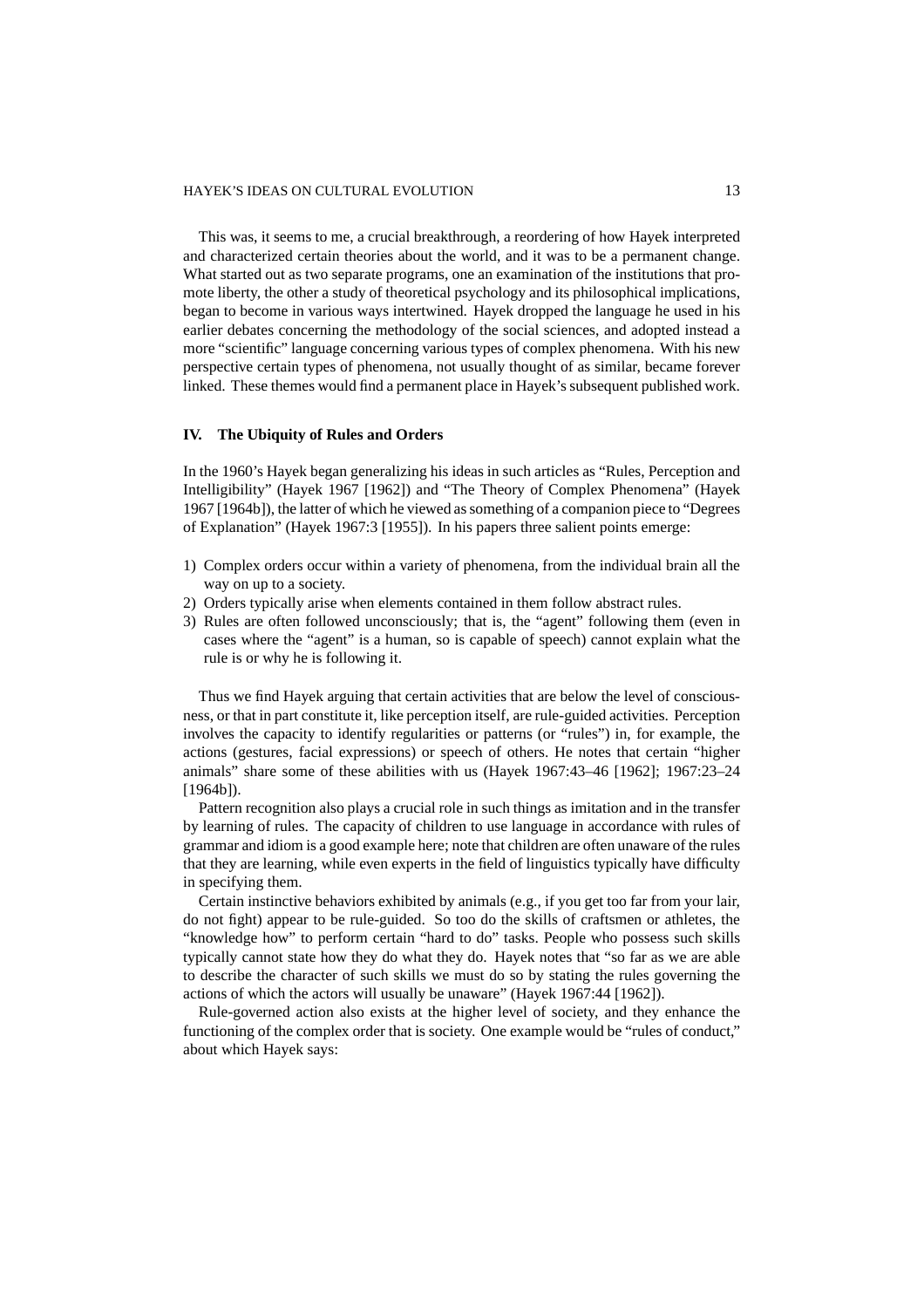This was, it seems to me, a crucial breakthrough, a reordering of how Hayek interpreted and characterized certain theories about the world, and it was to be a permanent change. What started out as two separate programs, one an examination of the institutions that promote liberty, the other a study of theoretical psychology and its philosophical implications, began to become in various ways intertwined. Hayek dropped the language he used in his earlier debates concerning the methodology of the social sciences, and adopted instead a more "scientific" language concerning various types of complex phenomena. With his new perspective certain types of phenomena, not usually thought of as similar, became forever linked. These themes would find a permanent place in Hayek's subsequent published work.

## IV. The Ubiquity of Rules and Orders

In the 1960's Hayek began generalizing his ideas in such articles as "Rules, Perception and Intelligibility" (Hayek 1967 [1962]) and "The Theory of Complex Phenomena" (Hayek 1967 [1964b]), the latter of which he viewed as something of a companion piece to "Degrees of Explanation" (Hayek 1967:3 [1955]). In his papers three salient points emerge:

1) Complex orders occur within a variety of phenomena, from the individual brain all the way on up to a society.
2) Orders typically arise when elements contained in them follow abstract rules.
3) Rules are often followed unconsciously; that is, the "agent" following them (even in cases where the "agent" is a human, so is capable of speech) cannot explain what the rule is or why he is following it.

Thus we find Hayek arguing that certain activities that are below the level of consciousness, or that in part constitute it, like perception itself, are rule-guided activities. Perception involves the capacity to identify regularities or patterns (or "rules") in, for example, the actions (gestures, facial expressions) or speech of others. He notes that certain "higher animals" share some of these abilities with us (Hayek 1967:43–46 [1962]; 1967:23–24 [1964b]).

Pattern recognition also plays a crucial role in such things as imitation and in the transfer by learning of rules. The capacity of children to use language in accordance with rules of grammar and idiom is a good example here; note that children are often unaware of the rules that they are learning, while even experts in the field of linguistics typically have difficulty in specifying them.

Certain instinctive behaviors exhibited by animals (e.g., if you get too far from your lair, do not fight) appear to be rule-guided. So too do the skills of craftsmen or athletes, the "knowledge how" to perform certain "hard to do" tasks. People who possess such skills typically cannot state how they do what they do. Hayek notes that "so far as we are able to describe the character of such skills we must do so by stating the rules governing the actions of which the actors will usually be unaware" (Hayek 1967:44 [1962]).

Rule-governed action also exists at the higher level of society, and they enhance the functioning of the complex order that is society. One example would be "rules of conduct," about which Hayek says: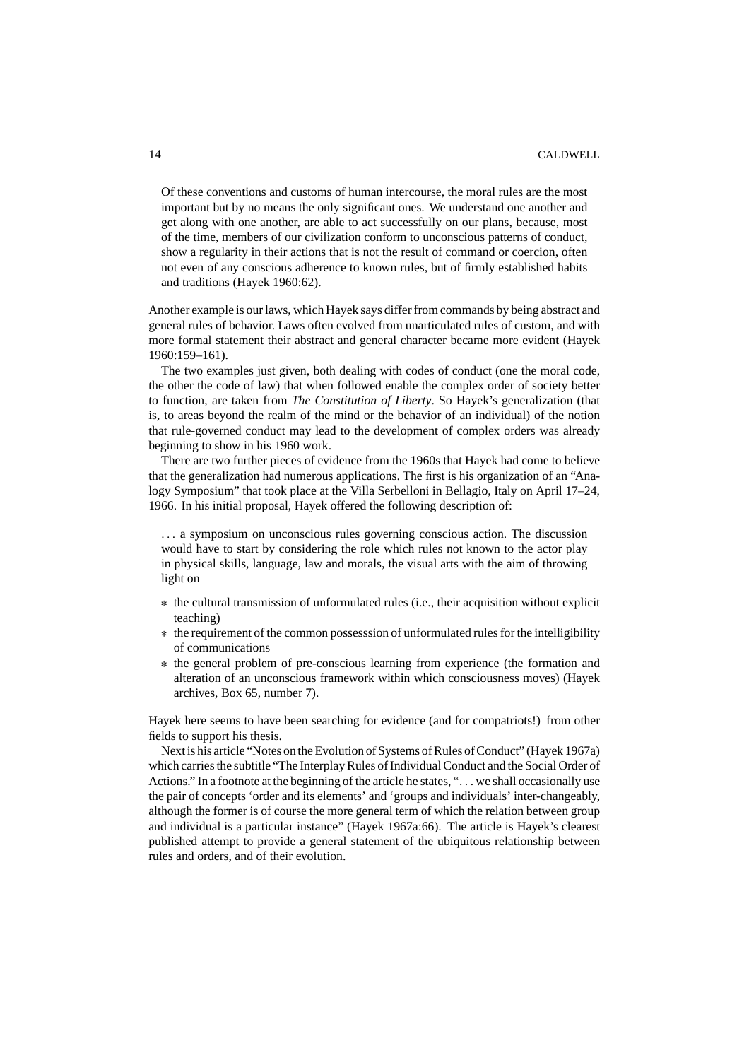> Of these conventions and customs of human intercourse, the moral rules are the most important but by no means the only significant ones. We understand one another and get along with one another, are able to act successfully on our plans, because, most of the time, members of our civilization conform to unconscious patterns of conduct, show a regularity in their actions that is not the result of command or coercion, often not even of any conscious adherence to known rules, but of firmly established habits and traditions (Hayek 1960:62).

Another example is our laws, which Hayek says differ from commands by being abstract and general rules of behavior. Laws often evolved from unarticulated rules of custom, and with more formal statement their abstract and general character became more evident (Hayek 1960:159–161).

The two examples just given, both dealing with codes of conduct (one the moral code, the other the code of law) that when followed enable the complex order of society better to function, are taken from *The Constitution of Liberty*. So Hayek's generalization (that is, to areas beyond the realm of the mind or the behavior of an individual) of the notion that rule-governed conduct may lead to the development of complex orders was already beginning to show in his 1960 work.

There are two further pieces of evidence from the 1960s that Hayek had come to believe that the generalization had numerous applications. The first is his organization of an "Analogy Symposium" that took place at the Villa Serbelloni in Bellagio, Italy on April 17–24, 1966. In his initial proposal, Hayek offered the following description of:

> . . . a symposium on unconscious rules governing conscious action. The discussion would have to start by considering the role which rules not known to the actor play in physical skills, language, law and morals, the visual arts with the aim of throwing light on
>
> * the cultural transmission of unformulated rules (i.e., their acquisition without explicit teaching)
> * the requirement of the common possesssion of unformulated rules for the intelligibility of communications
> * the general problem of pre-conscious learning from experience (the formation and alteration of an unconscious framework within which consciousness moves) (Hayek archives, Box 65, number 7).

Hayek here seems to have been searching for evidence (and for compatriots!) from other fields to support his thesis.

Next is his article "Notes on the Evolution of Systems of Rules of Conduct" (Hayek 1967a) which carries the subtitle "The Interplay Rules of Individual Conduct and the Social Order of Actions." In a footnote at the beginning of the article he states, ". . . we shall occasionally use the pair of concepts 'order and its elements' and 'groups and individuals' inter-changeably, although the former is of course the more general term of which the relation between group and individual is a particular instance" (Hayek 1967a:66). The article is Hayek's clearest published attempt to provide a general statement of the ubiquitous relationship between rules and orders, and of their evolution.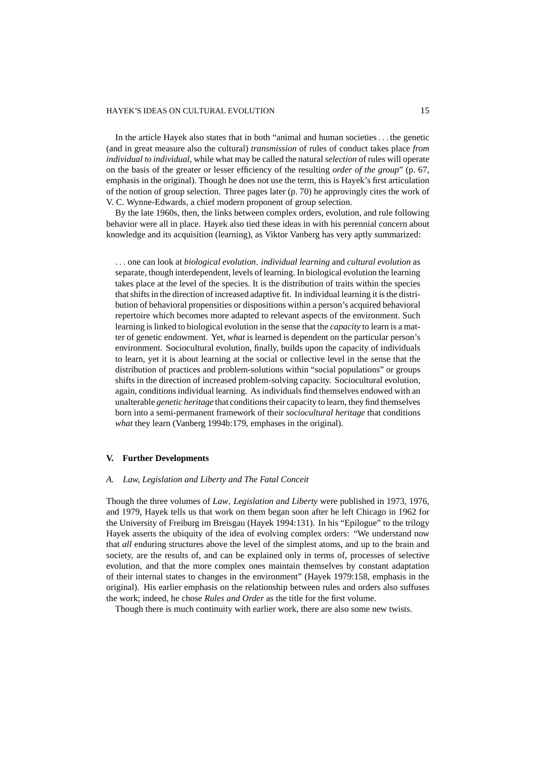In the article Hayek also states that in both "animal and human societies . . . the genetic (and in great measure also the cultural) *transmission* of rules of conduct takes place *from individual to individual*, while what may be called the natural *selection* of rules will operate on the basis of the greater or lesser efficiency of the resulting *order of the group*" (p. 67, emphasis in the original). Though he does not use the term, this is Hayek's first articulation of the notion of group selection. Three pages later (p. 70) he approvingly cites the work of V. C. Wynne-Edwards, a chief modern proponent of group selection.

By the late 1960s, then, the links between complex orders, evolution, and rule following behavior were all in place. Hayek also tied these ideas in with his perennial concern about knowledge and its acquisition (learning), as Viktor Vanberg has very aptly summarized:

> . . . one can look at *biological evolution*, *individual learning* and *cultural evolution* as separate, though interdependent, levels of learning. In biological evolution the learning takes place at the level of the species. It is the distribution of traits within the species that shifts in the direction of increased adaptive fit. In individual learning it is the distribution of behavioral propensities or dispositions within a person's acquired behavioral repertoire which becomes more adapted to relevant aspects of the environment. Such learning is linked to biological evolution in the sense that the *capacity* to learn is a matter of genetic endowment. Yet, *what* is learned is dependent on the particular person's environment. Sociocultural evolution, finally, builds upon the capacity of individuals to learn, yet it is about learning at the social or collective level in the sense that the distribution of practices and problem-solutions within "social populations" or groups shifts in the direction of increased problem-solving capacity. Sociocultural evolution, again, conditions individual learning. As individuals find themselves endowed with an unalterable *genetic heritage* that conditions their capacity to learn, they find themselves born into a semi-permanent framework of their *sociocultural heritage* that conditions *what* they learn (Vanberg 1994b:179, emphases in the original).

## V. Further Developments

### A. Law, Legislation and Liberty and The Fatal Conceit

Though the three volumes of *Law, Legislation and Liberty* were published in 1973, 1976, and 1979, Hayek tells us that work on them began soon after he left Chicago in 1962 for the University of Freiburg im Breisgau (Hayek 1994:131). In his "Epilogue" to the trilogy Hayek asserts the ubiquity of the idea of evolving complex orders: "We understand now that *all* enduring structures above the level of the simplest atoms, and up to the brain and society, are the results of, and can be explained only in terms of, processes of selective evolution, and that the more complex ones maintain themselves by constant adaptation of their internal states to changes in the environment" (Hayek 1979:158, emphasis in the original). His earlier emphasis on the relationship between rules and orders also suffuses the work; indeed, he chose *Rules and Order* as the title for the first volume.

Though there is much continuity with earlier work, there are also some new twists.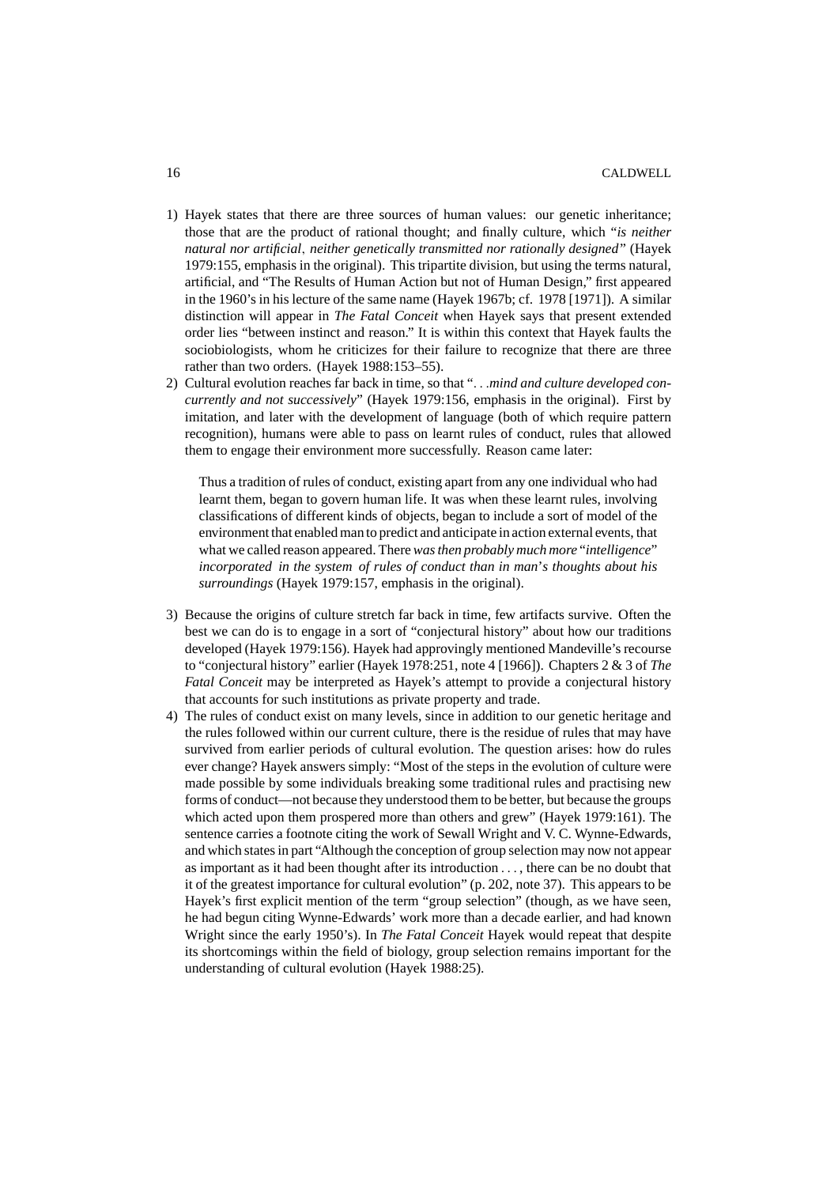1) Hayek states that there are three sources of human values: our genetic inheritance; those that are the product of rational thought; and finally culture, which "*is neither natural nor artificial, neither genetically transmitted nor rationally designed*" (Hayek 1979:155, emphasis in the original). This tripartite division, but using the terms natural, artificial, and "The Results of Human Action but not of Human Design," first appeared in the 1960's in his lecture of the same name (Hayek 1967b; cf. 1978 [1971]). A similar distinction will appear in *The Fatal Conceit* when Hayek says that present extended order lies "between instinct and reason." It is within this context that Hayek faults the sociobiologists, whom he criticizes for their failure to recognize that there are three rather than two orders. (Hayek 1988:153–55).

2) Cultural evolution reaches far back in time, so that ". . .*mind and culture developed concurrently and not successively*" (Hayek 1979:156, emphasis in the original). First by imitation, and later with the development of language (both of which require pattern recognition), humans were able to pass on learnt rules of conduct, rules that allowed them to engage their environment more successfully. Reason came later:

   > Thus a tradition of rules of conduct, existing apart from any one individual who had learnt them, began to govern human life. It was when these learnt rules, involving classifications of different kinds of objects, began to include a sort of model of the environment that enabled man to predict and anticipate in action external events, that what we called reason appeared. There *was then probably much more "intelligence" incorporated in the system of rules of conduct than in man's thoughts about his surroundings* (Hayek 1979:157, emphasis in the original).

3) Because the origins of culture stretch far back in time, few artifacts survive. Often the best we can do is to engage in a sort of "conjectural history" about how our traditions developed (Hayek 1979:156). Hayek had approvingly mentioned Mandeville's recourse to "conjectural history" earlier (Hayek 1978:251, note 4 [1966]). Chapters 2 & 3 of *The Fatal Conceit* may be interpreted as Hayek's attempt to provide a conjectural history that accounts for such institutions as private property and trade.

4) The rules of conduct exist on many levels, since in addition to our genetic heritage and the rules followed within our current culture, there is the residue of rules that may have survived from earlier periods of cultural evolution. The question arises: how do rules ever change? Hayek answers simply: "Most of the steps in the evolution of culture were made possible by some individuals breaking some traditional rules and practising new forms of conduct—not because they understood them to be better, but because the groups which acted upon them prospered more than others and grew" (Hayek 1979:161). The sentence carries a footnote citing the work of Sewall Wright and V. C. Wynne-Edwards, and which states in part "Although the conception of group selection may now not appear as important as it had been thought after its introduction . . . , there can be no doubt that it of the greatest importance for cultural evolution" (p. 202, note 37). This appears to be Hayek's first explicit mention of the term "group selection" (though, as we have seen, he had begun citing Wynne-Edwards' work more than a decade earlier, and had known Wright since the early 1950's). In *The Fatal Conceit* Hayek would repeat that despite its shortcomings within the field of biology, group selection remains important for the understanding of cultural evolution (Hayek 1988:25).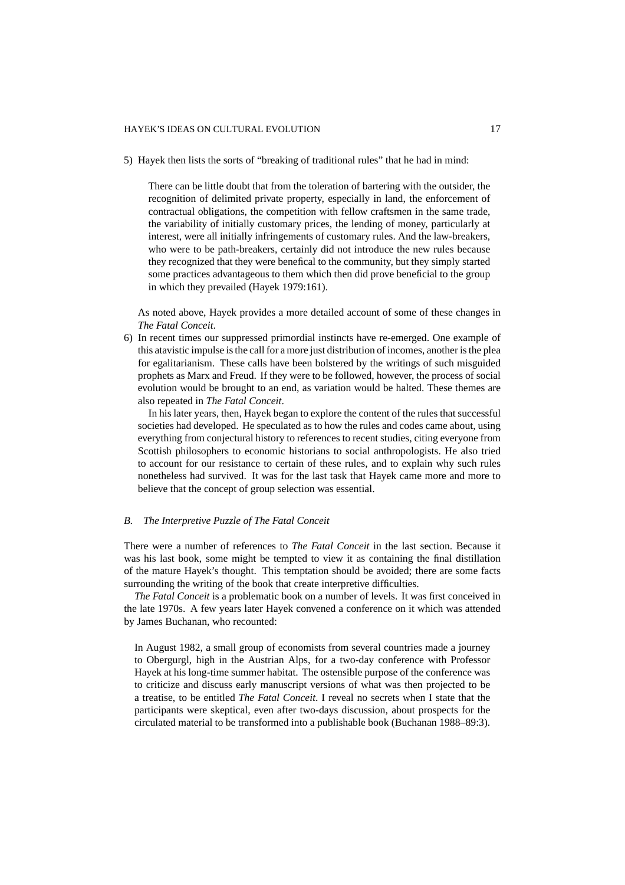5) Hayek then lists the sorts of "breaking of traditional rules" that he had in mind:

   > There can be little doubt that from the toleration of bartering with the outsider, the recognition of delimited private property, especially in land, the enforcement of contractual obligations, the competition with fellow craftsmen in the same trade, the variability of initially customary prices, the lending of money, particularly at interest, were all initially infringements of customary rules. And the law-breakers, who were to be path-breakers, certainly did not introduce the new rules because they recognized that they were benefical to the community, but they simply started some practices advantageous to them which then did prove beneficial to the group in which they prevailed (Hayek 1979:161).

   As noted above, Hayek provides a more detailed account of some of these changes in *The Fatal Conceit*.

6) In recent times our suppressed primordial instincts have re-emerged. One example of this atavistic impulse is the call for a more just distribution of incomes, another is the plea for egalitarianism. These calls have been bolstered by the writings of such misguided prophets as Marx and Freud. If they were to be followed, however, the process of social evolution would be brought to an end, as variation would be halted. These themes are also repeated in *The Fatal Conceit*.

   In his later years, then, Hayek began to explore the content of the rules that successful societies had developed. He speculated as to how the rules and codes came about, using everything from conjectural history to references to recent studies, citing everyone from Scottish philosophers to economic historians to social anthropologists. He also tried to account for our resistance to certain of these rules, and to explain why such rules nonetheless had survived. It was for the last task that Hayek came more and more to believe that the concept of group selection was essential.

### *B. The Interpretive Puzzle of The Fatal Conceit*

There were a number of references to *The Fatal Conceit* in the last section. Because it was his last book, some might be tempted to view it as containing the final distillation of the mature Hayek's thought. This temptation should be avoided; there are some facts surrounding the writing of the book that create interpretive difficulties.

*The Fatal Conceit* is a problematic book on a number of levels. It was first conceived in the late 1970s. A few years later Hayek convened a conference on it which was attended by James Buchanan, who recounted:

> In August 1982, a small group of economists from several countries made a journey to Obergurgl, high in the Austrian Alps, for a two-day conference with Professor Hayek at his long-time summer habitat. The ostensible purpose of the conference was to criticize and discuss early manuscript versions of what was then projected to be a treatise, to be entitled *The Fatal Conceit*. I reveal no secrets when I state that the participants were skeptical, even after two-days discussion, about prospects for the circulated material to be transformed into a publishable book (Buchanan 1988–89:3).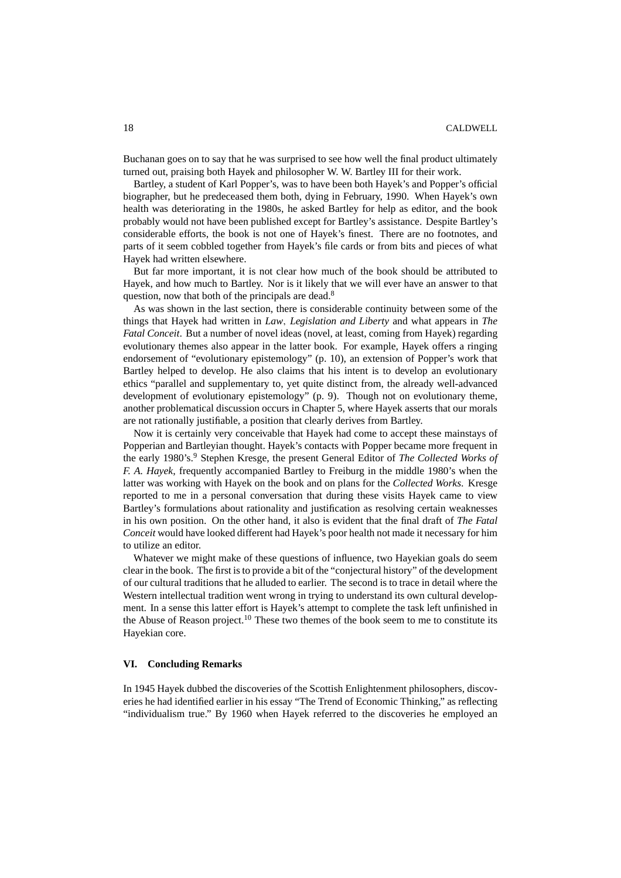Buchanan goes on to say that he was surprised to see how well the final product ultimately turned out, praising both Hayek and philosopher W. W. Bartley III for their work.

Bartley, a student of Karl Popper's, was to have been both Hayek's and Popper's official biographer, but he predeceased them both, dying in February, 1990. When Hayek's own health was deteriorating in the 1980s, he asked Bartley for help as editor, and the book probably would not have been published except for Bartley's assistance. Despite Bartley's considerable efforts, the book is not one of Hayek's finest. There are no footnotes, and parts of it seem cobbled together from Hayek's file cards or from bits and pieces of what Hayek had written elsewhere.

But far more important, it is not clear how much of the book should be attributed to Hayek, and how much to Bartley. Nor is it likely that we will ever have an answer to that question, now that both of the principals are dead.[8]

As was shown in the last section, there is considerable continuity between some of the things that Hayek had written in *Law*, *Legislation and Liberty* and what appears in *The Fatal Conceit*. But a number of novel ideas (novel, at least, coming from Hayek) regarding evolutionary themes also appear in the latter book. For example, Hayek offers a ringing endorsement of "evolutionary epistemology" (p. 10), an extension of Popper's work that Bartley helped to develop. He also claims that his intent is to develop an evolutionary ethics "parallel and supplementary to, yet quite distinct from, the already well-advanced development of evolutionary epistemology" (p. 9). Though not on evolutionary theme, another problematical discussion occurs in Chapter 5, where Hayek asserts that our morals are not rationally justifiable, a position that clearly derives from Bartley.

Now it is certainly very conceivable that Hayek had come to accept these mainstays of Popperian and Bartleyian thought. Hayek's contacts with Popper became more frequent in the early 1980's.[9] Stephen Kresge, the present General Editor of *The Collected Works of F. A. Hayek*, frequently accompanied Bartley to Freiburg in the middle 1980's when the latter was working with Hayek on the book and on plans for the *Collected Works*. Kresge reported to me in a personal conversation that during these visits Hayek came to view Bartley's formulations about rationality and justification as resolving certain weaknesses in his own position. On the other hand, it also is evident that the final draft of *The Fatal Conceit* would have looked different had Hayek's poor health not made it necessary for him to utilize an editor.

Whatever we might make of these questions of influence, two Hayekian goals do seem clear in the book. The first is to provide a bit of the "conjectural history" of the development of our cultural traditions that he alluded to earlier. The second is to trace in detail where the Western intellectual tradition went wrong in trying to understand its own cultural development. In a sense this latter effort is Hayek's attempt to complete the task left unfinished in the Abuse of Reason project.[10] These two themes of the book seem to me to constitute its Hayekian core.

### VI. Concluding Remarks

In 1945 Hayek dubbed the discoveries of the Scottish Enlightenment philosophers, discoveries he had identified earlier in his essay "The Trend of Economic Thinking," as reflecting "individualism true." By 1960 when Hayek referred to the discoveries he employed an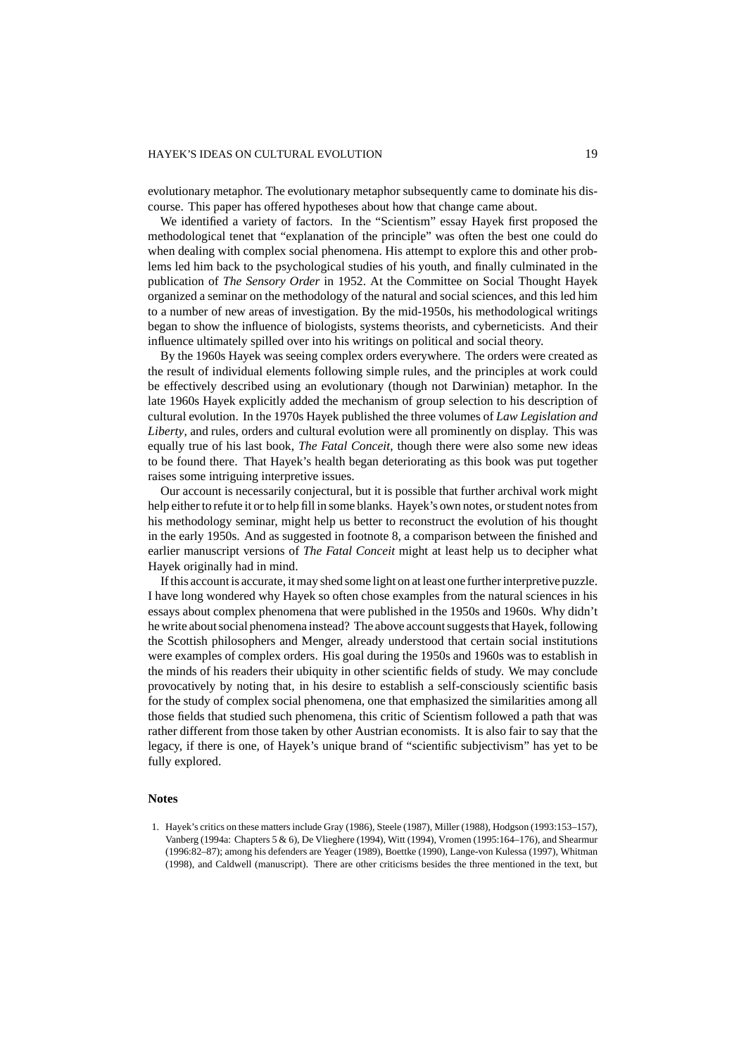evolutionary metaphor. The evolutionary metaphor subsequently came to dominate his discourse. This paper has offered hypotheses about how that change came about.

We identified a variety of factors. In the "Scientism" essay Hayek first proposed the methodological tenet that "explanation of the principle" was often the best one could do when dealing with complex social phenomena. His attempt to explore this and other problems led him back to the psychological studies of his youth, and finally culminated in the publication of *The Sensory Order* in 1952. At the Committee on Social Thought Hayek organized a seminar on the methodology of the natural and social sciences, and this led him to a number of new areas of investigation. By the mid-1950s, his methodological writings began to show the influence of biologists, systems theorists, and cyberneticists. And their influence ultimately spilled over into his writings on political and social theory.

By the 1960s Hayek was seeing complex orders everywhere. The orders were created as the result of individual elements following simple rules, and the principles at work could be effectively described using an evolutionary (though not Darwinian) metaphor. In the late 1960s Hayek explicitly added the mechanism of group selection to his description of cultural evolution. In the 1970s Hayek published the three volumes of *Law Legislation and Liberty*, and rules, orders and cultural evolution were all prominently on display. This was equally true of his last book, *The Fatal Conceit*, though there were also some new ideas to be found there. That Hayek's health began deteriorating as this book was put together raises some intriguing interpretive issues.

Our account is necessarily conjectural, but it is possible that further archival work might help either to refute it or to help fill in some blanks. Hayek's own notes, or student notes from his methodology seminar, might help us better to reconstruct the evolution of his thought in the early 1950s. And as suggested in footnote 8, a comparison between the finished and earlier manuscript versions of *The Fatal Conceit* might at least help us to decipher what Hayek originally had in mind.

If this account is accurate, it may shed some light on at least one further interpretive puzzle. I have long wondered why Hayek so often chose examples from the natural sciences in his essays about complex phenomena that were published in the 1950s and 1960s. Why didn't he write about social phenomena instead? The above account suggests that Hayek, following the Scottish philosophers and Menger, already understood that certain social institutions were examples of complex orders. His goal during the 1950s and 1960s was to establish in the minds of his readers their ubiquity in other scientific fields of study. We may conclude provocatively by noting that, in his desire to establish a self-consciously scientific basis for the study of complex social phenomena, one that emphasized the similarities among all those fields that studied such phenomena, this critic of Scientism followed a path that was rather different from those taken by other Austrian economists. It is also fair to say that the legacy, if there is one, of Hayek's unique brand of "scientific subjectivism" has yet to be fully explored.

## Notes

1. Hayek's critics on these matters include Gray (1986), Steele (1987), Miller (1988), Hodgson (1993:153–157), Vanberg (1994a: Chapters 5 & 6), De Vlieghere (1994), Witt (1994), Vromen (1995:164–176), and Shearmur (1996:82–87); among his defenders are Yeager (1989), Boettke (1990), Lange-von Kulessa (1997), Whitman (1998), and Caldwell (manuscript). There are other criticisms besides the three mentioned in the text, but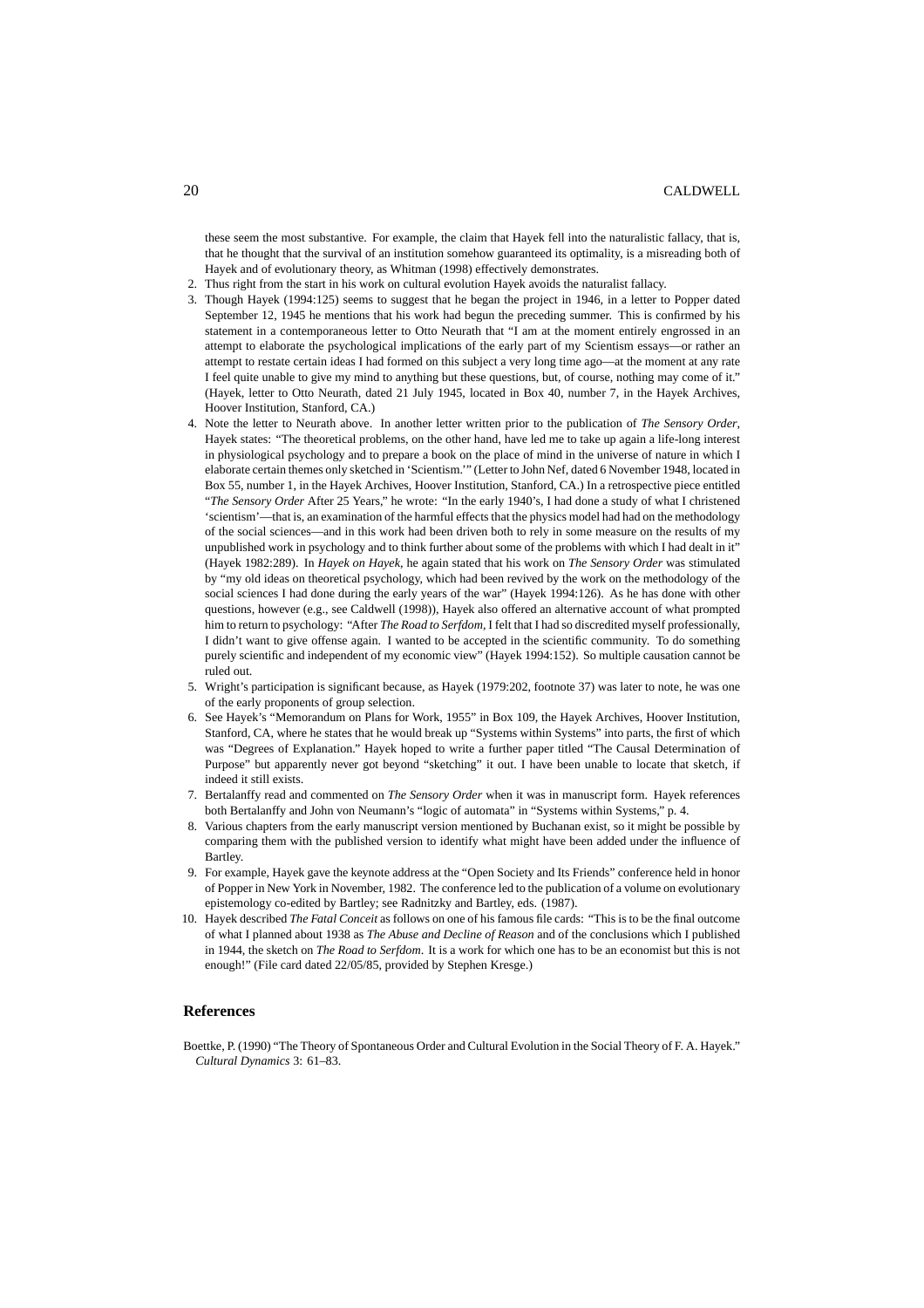these seem the most substantive. For example, the claim that Hayek fell into the naturalistic fallacy, that is, that he thought that the survival of an institution somehow guaranteed its optimality, is a misreading both of Hayek and of evolutionary theory, as Whitman (1998) effectively demonstrates.

2. Thus right from the start in his work on cultural evolution Hayek avoids the naturalist fallacy.
3. Though Hayek (1994:125) seems to suggest that he began the project in 1946, in a letter to Popper dated September 12, 1945 he mentions that his work had begun the preceding summer. This is confirmed by his statement in a contemporaneous letter to Otto Neurath that "I am at the moment entirely engrossed in an attempt to elaborate the psychological implications of the early part of my Scientism essays—or rather an attempt to restate certain ideas I had formed on this subject a very long time ago—at the moment at any rate I feel quite unable to give my mind to anything but these questions, but, of course, nothing may come of it." (Hayek, letter to Otto Neurath, dated 21 July 1945, located in Box 40, number 7, in the Hayek Archives, Hoover Institution, Stanford, CA.)
4. Note the letter to Neurath above. In another letter written prior to the publication of *The Sensory Order*, Hayek states: "The theoretical problems, on the other hand, have led me to take up again a life-long interest in physiological psychology and to prepare a book on the place of mind in the universe of nature in which I elaborate certain themes only sketched in 'Scientism.'" (Letter to John Nef, dated 6 November 1948, located in Box 55, number 1, in the Hayek Archives, Hoover Institution, Stanford, CA.) In a retrospective piece entitled "*The Sensory Order* After 25 Years," he wrote: "In the early 1940's, I had done a study of what I christened 'scientism'—that is, an examination of the harmful effects that the physics model had had on the methodology of the social sciences—and in this work had been driven both to rely in some measure on the results of my unpublished work in psychology and to think further about some of the problems with which I had dealt in it" (Hayek 1982:289). In *Hayek on Hayek*, he again stated that his work on *The Sensory Order* was stimulated by "my old ideas on theoretical psychology, which had been revived by the work on the methodology of the social sciences I had done during the early years of the war" (Hayek 1994:126). As he has done with other questions, however (e.g., see Caldwell (1998)), Hayek also offered an alternative account of what prompted him to return to psychology: "After *The Road to Serfdom*, I felt that I had so discredited myself professionally, I didn't want to give offense again. I wanted to be accepted in the scientific community. To do something purely scientific and independent of my economic view" (Hayek 1994:152). So multiple causation cannot be ruled out.
5. Wright's participation is significant because, as Hayek (1979:202, footnote 37) was later to note, he was one of the early proponents of group selection.
6. See Hayek's "Memorandum on Plans for Work, 1955" in Box 109, the Hayek Archives, Hoover Institution, Stanford, CA, where he states that he would break up "Systems within Systems" into parts, the first of which was "Degrees of Explanation." Hayek hoped to write a further paper titled "The Causal Determination of Purpose" but apparently never got beyond "sketching" it out. I have been unable to locate that sketch, if indeed it still exists.
7. Bertalanffy read and commented on *The Sensory Order* when it was in manuscript form. Hayek references both Bertalanffy and John von Neumann's "logic of automata" in "Systems within Systems," p. 4.
8. Various chapters from the early manuscript version mentioned by Buchanan exist, so it might be possible by comparing them with the published version to identify what might have been added under the influence of Bartley.
9. For example, Hayek gave the keynote address at the "Open Society and Its Friends" conference held in honor of Popper in New York in November, 1982. The conference led to the publication of a volume on evolutionary epistemology co-edited by Bartley; see Radnitzky and Bartley, eds. (1987).
10. Hayek described *The Fatal Conceit* as follows on one of his famous file cards: "This is to be the final outcome of what I planned about 1938 as *The Abuse and Decline of Reason* and of the conclusions which I published in 1944, the sketch on *The Road to Serfdom*. It is a work for which one has to be an economist but this is not enough!" (File card dated 22/05/85, provided by Stephen Kresge.)

## References

Boettke, P. (1990) "The Theory of Spontaneous Order and Cultural Evolution in the Social Theory of F. A. Hayek." *Cultural Dynamics* 3: 61–83.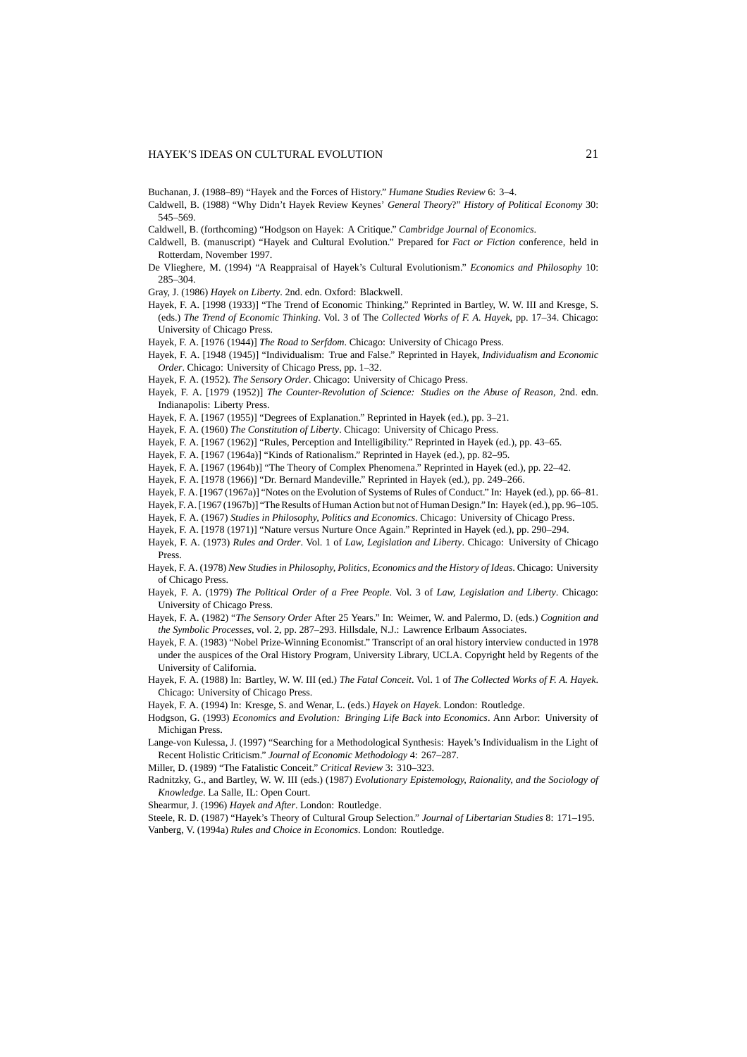Buchanan, J. (1988–89) "Hayek and the Forces of History." *Humane Studies Review* 6: 3–4.

Caldwell, B. (1988) "Why Didn't Hayek Review Keynes' *General Theory*?" *History of Political Economy* 30: 545–569.

Caldwell, B. (forthcoming) "Hodgson on Hayek: A Critique." *Cambridge Journal of Economics*.

Caldwell, B. (manuscript) "Hayek and Cultural Evolution." Prepared for *Fact or Fiction* conference, held in Rotterdam, November 1997.

De Vlieghere, M. (1994) "A Reappraisal of Hayek's Cultural Evolutionism." *Economics and Philosophy* 10: 285–304.

Gray, J. (1986) *Hayek on Liberty*. 2nd. edn. Oxford: Blackwell.

Hayek, F. A. [1998 (1933)] "The Trend of Economic Thinking." Reprinted in Bartley, W. W. III and Kresge, S. (eds.) *The Trend of Economic Thinking*. Vol. 3 of The *Collected Works of F. A. Hayek*, pp. 17–34. Chicago: University of Chicago Press.

Hayek, F. A. [1976 (1944)] *The Road to Serfdom*. Chicago: University of Chicago Press.

Hayek, F. A. [1948 (1945)] "Individualism: True and False." Reprinted in Hayek, *Individualism and Economic Order*. Chicago: University of Chicago Press, pp. 1–32.

Hayek, F. A. (1952). *The Sensory Order*. Chicago: University of Chicago Press.

Hayek, F. A. [1979 (1952)] *The Counter-Revolution of Science: Studies on the Abuse of Reason*, 2nd. edn. Indianapolis: Liberty Press.

Hayek, F. A. [1967 (1955)] "Degrees of Explanation." Reprinted in Hayek (ed.), pp. 3–21.

Hayek, F. A. (1960) *The Constitution of Liberty*. Chicago: University of Chicago Press.

Hayek, F. A. [1967 (1962)] "Rules, Perception and Intelligibility." Reprinted in Hayek (ed.), pp. 43–65.

Hayek, F. A. [1967 (1964a)] "Kinds of Rationalism." Reprinted in Hayek (ed.), pp. 82–95.

Hayek, F. A. [1967 (1964b)] "The Theory of Complex Phenomena." Reprinted in Hayek (ed.), pp. 22–42.

Hayek, F. A. [1978 (1966)] "Dr. Bernard Mandeville." Reprinted in Hayek (ed.), pp. 249–266.

Hayek, F. A. [1967 (1967a)] "Notes on the Evolution of Systems of Rules of Conduct." In: Hayek (ed.), pp. 66–81.

Hayek, F. A. [1967 (1967b)] "The Results of Human Action but not of Human Design." In: Hayek (ed.), pp. 96–105.

Hayek, F. A. (1967) *Studies in Philosophy, Politics and Economics*. Chicago: University of Chicago Press.

Hayek, F. A. [1978 (1971)] "Nature versus Nurture Once Again." Reprinted in Hayek (ed.), pp. 290–294.

Hayek, F. A. (1973) *Rules and Order*. Vol. 1 of *Law, Legislation and Liberty*. Chicago: University of Chicago Press.

Hayek, F. A. (1978) *New Studies in Philosophy, Politics, Economics and the History of Ideas*. Chicago: University of Chicago Press.

Hayek, F. A. (1979) *The Political Order of a Free People*. Vol. 3 of *Law, Legislation and Liberty*. Chicago: University of Chicago Press.

Hayek, F. A. (1982) "*The Sensory Order* After 25 Years." In: Weimer, W. and Palermo, D. (eds.) *Cognition and the Symbolic Processes*, vol. 2, pp. 287–293. Hillsdale, N.J.: Lawrence Erlbaum Associates.

Hayek, F. A. (1983) "Nobel Prize-Winning Economist." Transcript of an oral history interview conducted in 1978 under the auspices of the Oral History Program, University Library, UCLA. Copyright held by Regents of the University of California.

Hayek, F. A. (1988) In: Bartley, W. W. III (ed.) *The Fatal Conceit*. Vol. 1 of *The Collected Works of F. A. Hayek*. Chicago: University of Chicago Press.

Hayek, F. A. (1994) In: Kresge, S. and Wenar, L. (eds.) *Hayek on Hayek*. London: Routledge.

Hodgson, G. (1993) *Economics and Evolution: Bringing Life Back into Economics*. Ann Arbor: University of Michigan Press.

Lange-von Kulessa, J. (1997) "Searching for a Methodological Synthesis: Hayek's Individualism in the Light of Recent Holistic Criticism." *Journal of Economic Methodology* 4: 267–287.

Miller, D. (1989) "The Fatalistic Conceit." *Critical Review* 3: 310–323.

Radnitzky, G., and Bartley, W. W. III (eds.) (1987) *Evolutionary Epistemology, Raionality, and the Sociology of Knowledge*. La Salle, IL: Open Court.

Shearmur, J. (1996) *Hayek and After*. London: Routledge.

Steele, R. D. (1987) "Hayek's Theory of Cultural Group Selection." *Journal of Libertarian Studies* 8: 171–195.

Vanberg, V. (1994a) *Rules and Choice in Economics*. London: Routledge.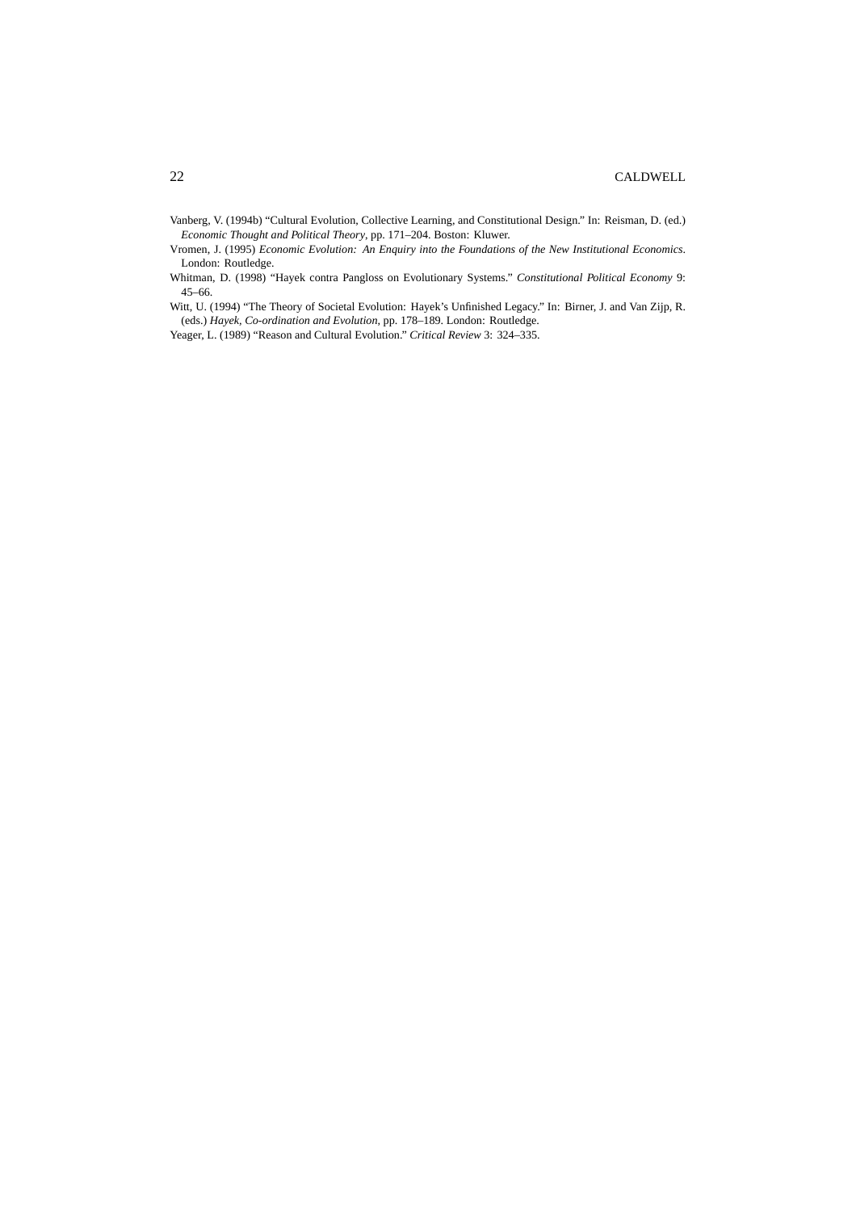Vanberg, V. (1994b) "Cultural Evolution, Collective Learning, and Constitutional Design." In: Reisman, D. (ed.) *Economic Thought and Political Theory*, pp. 171–204. Boston: Kluwer.

Vromen, J. (1995) *Economic Evolution: An Enquiry into the Foundations of the New Institutional Economics*. London: Routledge.

Whitman, D. (1998) "Hayek contra Pangloss on Evolutionary Systems." *Constitutional Political Economy* 9: 45–66.

Witt, U. (1994) "The Theory of Societal Evolution: Hayek's Unfinished Legacy." In: Birner, J. and Van Zijp, R. (eds.) *Hayek, Co-ordination and Evolution*, pp. 178–189. London: Routledge.

Yeager, L. (1989) "Reason and Cultural Evolution." *Critical Review* 3: 324–335.